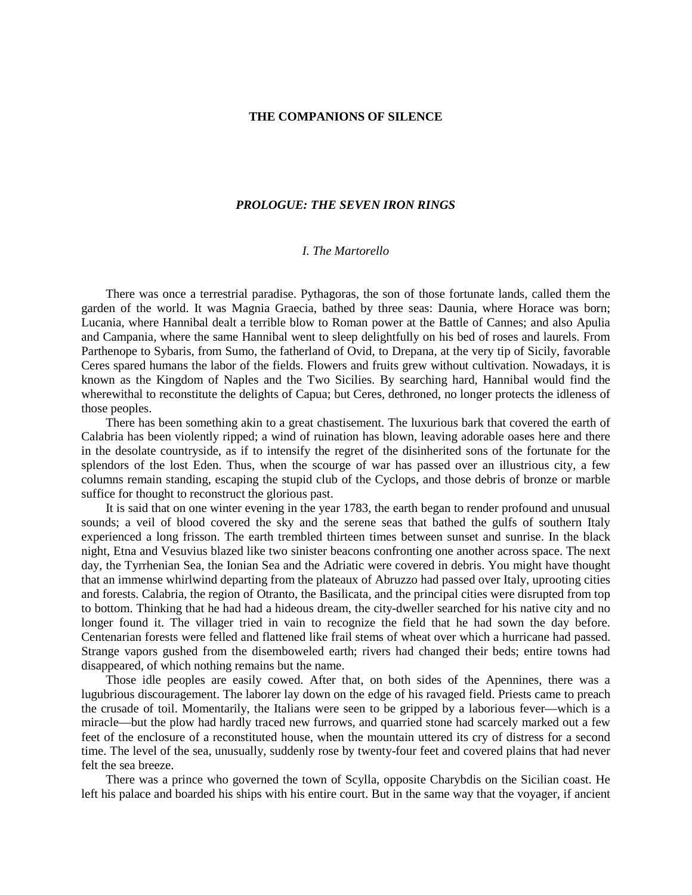# THE COMPANIONS OF SILENCE

## *PROLOGUE: THE SEVEN IRON RINGS*

### *I. The Martorello*

There was once a terrestrial paradise. Pythagoras, the son of those fortunate lands, called them the garden of the world. It was Magnia Graecia, bathed by three seas: Daunia, where Horace was born; Lucania, where Hannibal dealt a terrible blow to Roman power at the Battle of Cannes; and also Apulia and Campania, where the same Hannibal went to sleep delightfully on his bed of roses and laurels. From Parthenope to Sybaris, from Sumo, the fatherland of Ovid, to Drepana, at the very tip of Sicily, favorable Ceres spared humans the labor of the fields. Flowers and fruits grew without cultivation. Nowadays, it is known as the Kingdom of Naples and the Two Sicilies. By searching hard, Hannibal would find the wherewithal to reconstitute the delights of Capua; but Ceres, dethroned, no longer protects the idleness of those peoples.

There has been something akin to a great chastisement. The luxurious bark that covered the earth of Calabria has been violently ripped; a wind of ruination has blown, leaving adorable oases here and there in the desolate countryside, as if to intensify the regret of the disinherited sons of the fortunate for the splendors of the lost Eden. Thus, when the scourge of war has passed over an illustrious city, a few columns remain standing, escaping the stupid club of the Cyclops, and those debris of bronze or marble suffice for thought to reconstruct the glorious past.

It is said that on one winter evening in the year 1783, the earth began to render profound and unusual sounds; a veil of blood covered the sky and the serene seas that bathed the gulfs of southern Italy experienced a long frisson. The earth trembled thirteen times between sunset and sunrise. In the black night, Etna and Vesuvius blazed like two sinister beacons confronting one another across space. The next day, the Tyrrhenian Sea, the Ionian Sea and the Adriatic were covered in debris. You might have thought that an immense whirlwind departing from the plateaux of Abruzzo had passed over Italy, uprooting cities and forests. Calabria, the region of Otranto, the Basilicata, and the principal cities were disrupted from top to bottom. Thinking that he had had a hideous dream, the city-dweller searched for his native city and no longer found it. The villager tried in vain to recognize the field that he had sown the day before. Centenarian forests were felled and flattened like frail stems of wheat over which a hurricane had passed. Strange vapors gushed from the disemboweled earth; rivers had changed their beds; entire towns had disappeared, of which nothing remains but the name.

Those idle peoples are easily cowed. After that, on both sides of the Apennines, there was a lugubrious discouragement. The laborer lay down on the edge of his ravaged field. Priests came to preach the crusade of toil. Momentarily, the Italians were seen to be gripped by a laborious fever—which is a miracle—but the plow had hardly traced new furrows, and quarried stone had scarcely marked out a few feet of the enclosure of a reconstituted house, when the mountain uttered its cry of distress for a second time. The level of the sea, unusually, suddenly rose by twenty-four feet and covered plains that had never felt the sea breeze.

There was a prince who governed the town of Scylla, opposite Charybdis on the Sicilian coast. He left his palace and boarded his ships with his entire court. But in the same way that the voyager, if ancient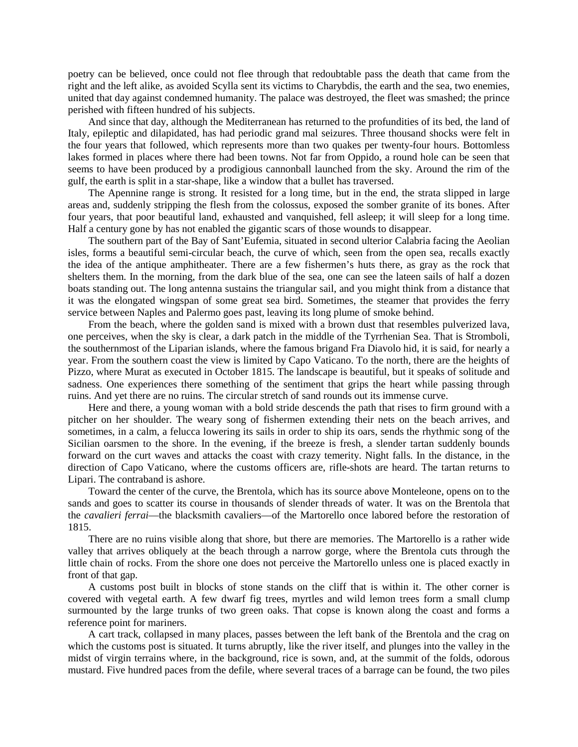poetry can be believed, once could not flee through that redoubtable pass the death that came from the right and the left alike, as avoided Scylla sent its victims to Charybdis, the earth and the sea, two enemies, united that day against condemned humanity. The palace was destroyed, the fleet was smashed; the prince perished with fifteen hundred of his subjects.

And since that day, although the Mediterranean has returned to the profundities of its bed, the land of Italy, epileptic and dilapidated, has had periodic grand mal seizures. Three thousand shocks were felt in the four years that followed, which represents more than two quakes per twenty-four hours. Bottomless lakes formed in places where there had been towns. Not far from Oppido, a round hole can be seen that seems to have been produced by a prodigious cannonball launched from the sky. Around the rim of the gulf, the earth is split in a star-shape, like a window that a bullet has traversed.

The Apennine range is strong. It resisted for a long time, but in the end, the strata slipped in large areas and, suddenly stripping the flesh from the colossus, exposed the somber granite of its bones. After four years, that poor beautiful land, exhausted and vanquished, fell asleep; it will sleep for a long time. Half a century gone by has not enabled the gigantic scars of those wounds to disappear.

The southern part of the Bay of Sant'Eufemia, situated in second ulterior Calabria facing the Aeolian isles, forms a beautiful semi-circular beach, the curve of which, seen from the open sea, recalls exactly the idea of the antique amphitheater. There are a few fishermen's huts there, as gray as the rock that shelters them. In the morning, from the dark blue of the sea, one can see the lateen sails of half a dozen boats standing out. The long antenna sustains the triangular sail, and you might think from a distance that it was the elongated wingspan of some great sea bird. Sometimes, the steamer that provides the ferry service between Naples and Palermo goes past, leaving its long plume of smoke behind.

From the beach, where the golden sand is mixed with a brown dust that resembles pulverized lava, one perceives, when the sky is clear, a dark patch in the middle of the Tyrrhenian Sea. That is Stromboli, the southernmost of the Liparian islands, where the famous brigand Fra Diavolo hid, it is said, for nearly a year. From the southern coast the view is limited by Capo Vaticano. To the north, there are the heights of Pizzo, where Murat as executed in October 1815. The landscape is beautiful, but it speaks of solitude and sadness. One experiences there something of the sentiment that grips the heart while passing through ruins. And yet there are no ruins. The circular stretch of sand rounds out its immense curve.

Here and there, a young woman with a bold stride descends the path that rises to firm ground with a pitcher on her shoulder. The weary song of fishermen extending their nets on the beach arrives, and sometimes, in a calm, a felucca lowering its sails in order to ship its oars, sends the rhythmic song of the Sicilian oarsmen to the shore. In the evening, if the breeze is fresh, a slender tartan suddenly bounds forward on the curt waves and attacks the coast with crazy temerity. Night falls. In the distance, in the direction of Capo Vaticano, where the customs officers are, rifle-shots are heard. The tartan returns to Lipari. The contraband is ashore.

Toward the center of the curve, the Brentola, which has its source above Monteleone, opens on to the sands and goes to scatter its course in thousands of slender threads of water. It was on the Brentola that the *cavalieri ferrai*—the blacksmith cavaliers—of the Martorello once labored before the restoration of 1815.

There are no ruins visible along that shore, but there are memories. The Martorello is a rather wide valley that arrives obliquely at the beach through a narrow gorge, where the Brentola cuts through the little chain of rocks. From the shore one does not perceive the Martorello unless one is placed exactly in front of that gap.

A customs post built in blocks of stone stands on the cliff that is within it. The other corner is covered with vegetal earth. A few dwarf fig trees, myrtles and wild lemon trees form a small clump surmounted by the large trunks of two green oaks. That copse is known along the coast and forms a reference point for mariners.

A cart track, collapsed in many places, passes between the left bank of the Brentola and the crag on which the customs post is situated. It turns abruptly, like the river itself, and plunges into the valley in the midst of virgin terrains where, in the background, rice is sown, and, at the summit of the folds, odorous mustard. Five hundred paces from the defile, where several traces of a barrage can be found, the two piles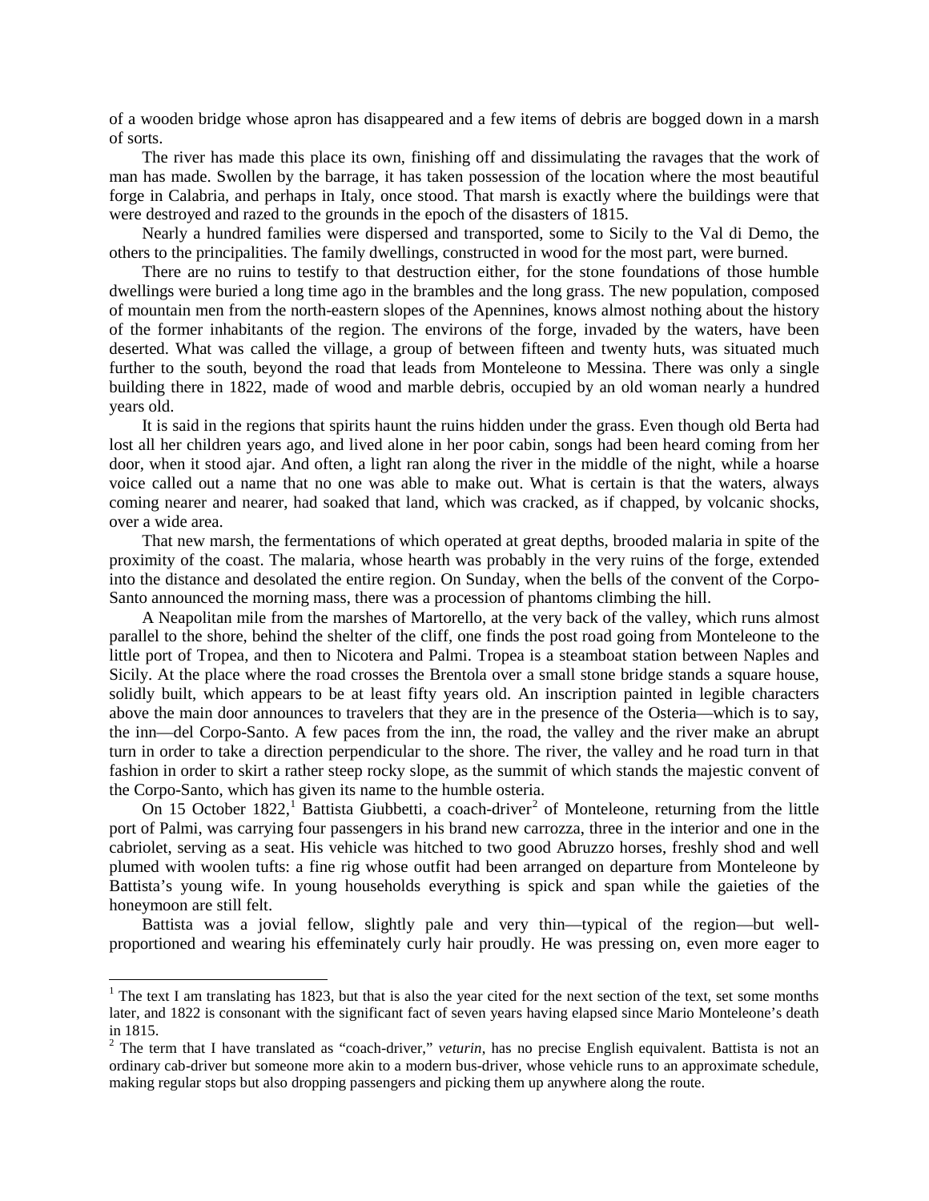of a wooden bridge whose apron has disappeared and a few items of debris are bogged down in a marsh of sorts.

The river has made this place its own, finishing off and dissimulating the ravages that the work of man has made. Swollen by the barrage, it has taken possession of the location where the most beautiful forge in Calabria, and perhaps in Italy, once stood. That marsh is exactly where the buildings were that were destroyed and razed to the grounds in the epoch of the disasters of 1815.

Nearly a hundred families were dispersed and transported, some to Sicily to the Val di Demo, the others to the principalities. The family dwellings, constructed in wood for the most part, were burned.

There are no ruins to testify to that destruction either, for the stone foundations of those humble dwellings were buried a long time ago in the brambles and the long grass. The new population, composed of mountain men from the north-eastern slopes of the Apennines, knows almost nothing about the history of the former inhabitants of the region. The environs of the forge, invaded by the waters, have been deserted. What was called the village, a group of between fifteen and twenty huts, was situated much further to the south, beyond the road that leads from Monteleone to Messina. There was only a single building there in 1822, made of wood and marble debris, occupied by an old woman nearly a hundred years old.

It is said in the regions that spirits haunt the ruins hidden under the grass. Even though old Berta had lost all her children years ago, and lived alone in her poor cabin, songs had been heard coming from her door, when it stood ajar. And often, a light ran along the river in the middle of the night, while a hoarse voice called out a name that no one was able to make out. What is certain is that the waters, always coming nearer and nearer, had soaked that land, which was cracked, as if chapped, by volcanic shocks, over a wide area.

That new marsh, the fermentations of which operated at great depths, brooded malaria in spite of the proximity of the coast. The malaria, whose hearth was probably in the very ruins of the forge, extended into the distance and desolated the entire region. On Sunday, when the bells of the convent of the Corpo-Santo announced the morning mass, there was a procession of phantoms climbing the hill.

A Neapolitan mile from the marshes of Martorello, at the very back of the valley, which runs almost parallel to the shore, behind the shelter of the cliff, one finds the post road going from Monteleone to the little port of Tropea, and then to Nicotera and Palmi. Tropea is a steamboat station between Naples and Sicily. At the place where the road crosses the Brentola over a small stone bridge stands a square house, solidly built, which appears to be at least fifty years old. An inscription painted in legible characters above the main door announces to travelers that they are in the presence of the Osteria—which is to say, the inn—del Corpo-Santo. A few paces from the inn, the road, the valley and the river make an abrupt turn in order to take a direction perpendicular to the shore. The river, the valley and he road turn in that fashion in order to skirt a rather steep rocky slope, as the summit of which stands the majestic convent of the Corpo-Santo, which has given its name to the humble osteria.

On 15 October 1822,[1] Battista Giubbetti, a coach-driver[2] of Monteleone, returning from the little port of Palmi, was carrying four passengers in his brand new carrozza, three in the interior and one in the cabriolet, serving as a seat. His vehicle was hitched to two good Abruzzo horses, freshly shod and well plumed with woolen tufts: a fine rig whose outfit had been arranged on departure from Monteleone by Battista's young wife. In young households everything is spick and span while the gaieties of the honeymoon are still felt.

Battista was a jovial fellow, slightly pale and very thin—typical of the region—but well-proportioned and wearing his effeminately curly hair proudly. He was pressing on, even more eager to

---

[1] The text I am translating has 1823, but that is also the year cited for the next section of the text, set some months later, and 1822 is consonant with the significant fact of seven years having elapsed since Mario Monteleone's death in 1815.

[2] The term that I have translated as "coach-driver," *veturin*, has no precise English equivalent. Battista is not an ordinary cab-driver but someone more akin to a modern bus-driver, whose vehicle runs to an approximate schedule, making regular stops but also dropping passengers and picking them up anywhere along the route.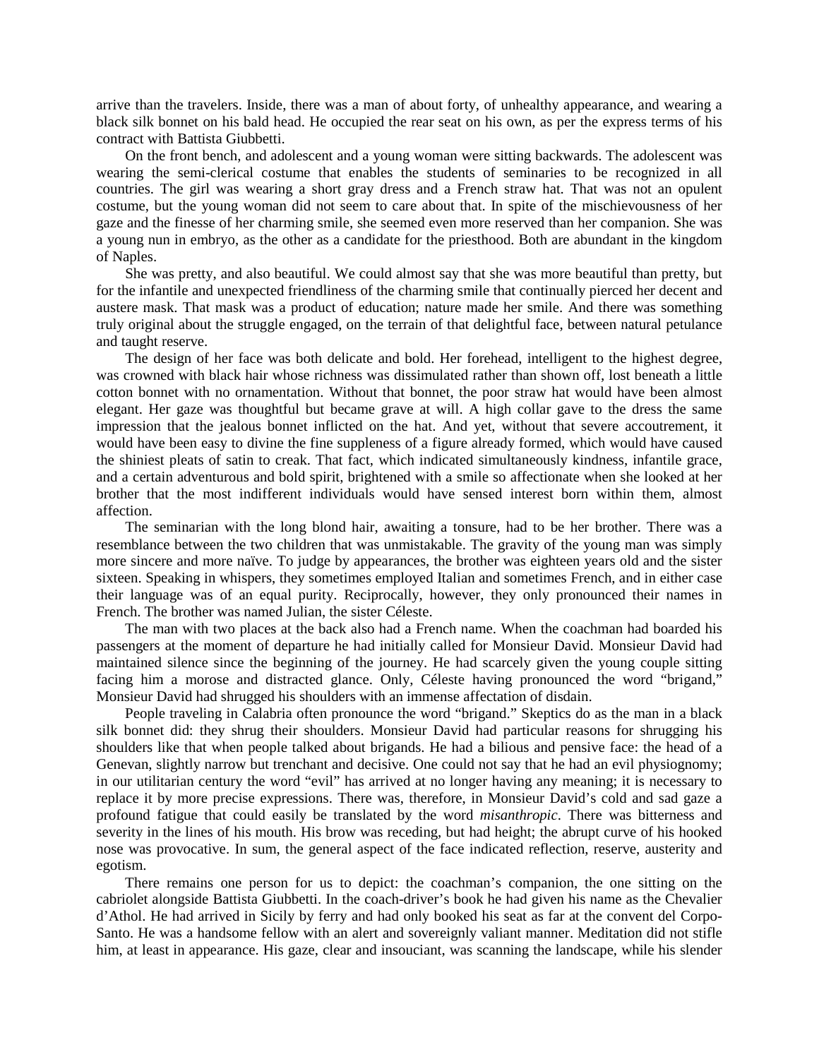arrive than the travelers. Inside, there was a man of about forty, of unhealthy appearance, and wearing a black silk bonnet on his bald head. He occupied the rear seat on his own, as per the express terms of his contract with Battista Giubbetti.

On the front bench, and adolescent and a young woman were sitting backwards. The adolescent was wearing the semi-clerical costume that enables the students of seminaries to be recognized in all countries. The girl was wearing a short gray dress and a French straw hat. That was not an opulent costume, but the young woman did not seem to care about that. In spite of the mischievousness of her gaze and the finesse of her charming smile, she seemed even more reserved than her companion. She was a young nun in embryo, as the other as a candidate for the priesthood. Both are abundant in the kingdom of Naples.

She was pretty, and also beautiful. We could almost say that she was more beautiful than pretty, but for the infantile and unexpected friendliness of the charming smile that continually pierced her decent and austere mask. That mask was a product of education; nature made her smile. And there was something truly original about the struggle engaged, on the terrain of that delightful face, between natural petulance and taught reserve.

The design of her face was both delicate and bold. Her forehead, intelligent to the highest degree, was crowned with black hair whose richness was dissimulated rather than shown off, lost beneath a little cotton bonnet with no ornamentation. Without that bonnet, the poor straw hat would have been almost elegant. Her gaze was thoughtful but became grave at will. A high collar gave to the dress the same impression that the jealous bonnet inflicted on the hat. And yet, without that severe accoutrement, it would have been easy to divine the fine suppleness of a figure already formed, which would have caused the shiniest pleats of satin to creak. That fact, which indicated simultaneously kindness, infantile grace, and a certain adventurous and bold spirit, brightened with a smile so affectionate when she looked at her brother that the most indifferent individuals would have sensed interest born within them, almost affection.

The seminarian with the long blond hair, awaiting a tonsure, had to be her brother. There was a resemblance between the two children that was unmistakable. The gravity of the young man was simply more sincere and more naïve. To judge by appearances, the brother was eighteen years old and the sister sixteen. Speaking in whispers, they sometimes employed Italian and sometimes French, and in either case their language was of an equal purity. Reciprocally, however, they only pronounced their names in French. The brother was named Julian, the sister Céleste.

The man with two places at the back also had a French name. When the coachman had boarded his passengers at the moment of departure he had initially called for Monsieur David. Monsieur David had maintained silence since the beginning of the journey. He had scarcely given the young couple sitting facing him a morose and distracted glance. Only, Céleste having pronounced the word "brigand," Monsieur David had shrugged his shoulders with an immense affectation of disdain.

People traveling in Calabria often pronounce the word "brigand." Skeptics do as the man in a black silk bonnet did: they shrug their shoulders. Monsieur David had particular reasons for shrugging his shoulders like that when people talked about brigands. He had a bilious and pensive face: the head of a Genevan, slightly narrow but trenchant and decisive. One could not say that he had an evil physiognomy; in our utilitarian century the word "evil" has arrived at no longer having any meaning; it is necessary to replace it by more precise expressions. There was, therefore, in Monsieur David's cold and sad gaze a profound fatigue that could easily be translated by the word *misanthropic*. There was bitterness and severity in the lines of his mouth. His brow was receding, but had height; the abrupt curve of his hooked nose was provocative. In sum, the general aspect of the face indicated reflection, reserve, austerity and egotism.

There remains one person for us to depict: the coachman's companion, the one sitting on the cabriolet alongside Battista Giubbetti. In the coach-driver's book he had given his name as the Chevalier d'Athol. He had arrived in Sicily by ferry and had only booked his seat as far at the convent del Corpo-Santo. He was a handsome fellow with an alert and sovereignly valiant manner. Meditation did not stifle him, at least in appearance. His gaze, clear and insouciant, was scanning the landscape, while his slender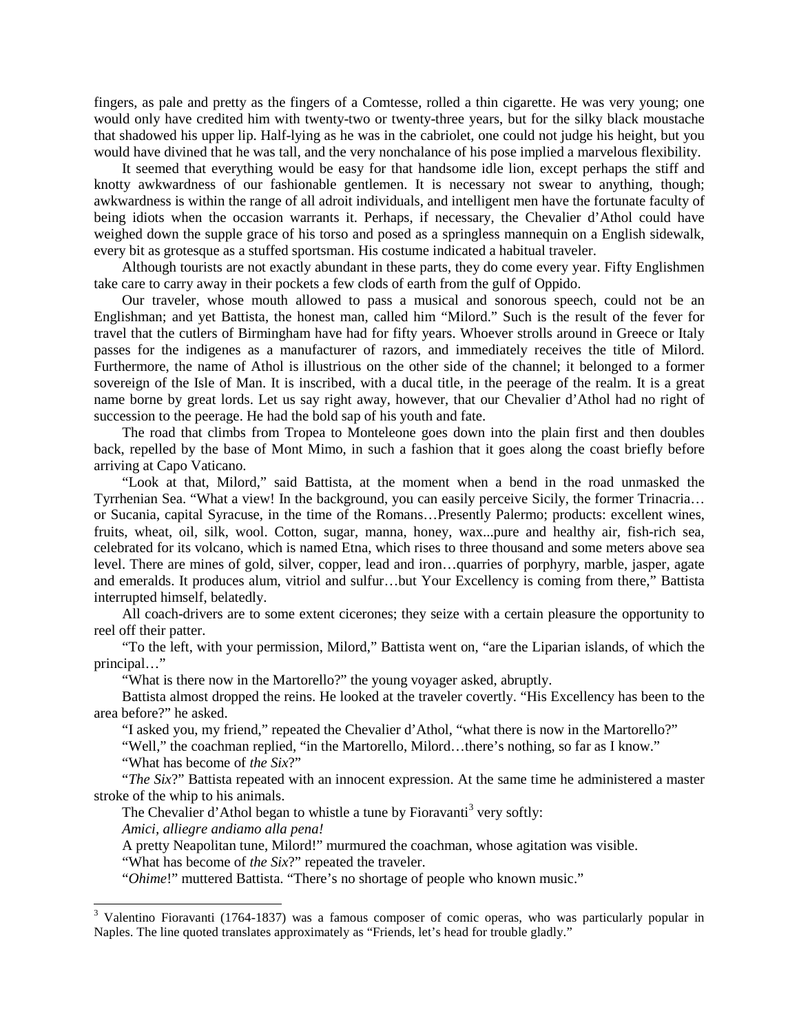fingers, as pale and pretty as the fingers of a Comtesse, rolled a thin cigarette. He was very young; one would only have credited him with twenty-two or twenty-three years, but for the silky black moustache that shadowed his upper lip. Half-lying as he was in the cabriolet, one could not judge his height, but you would have divined that he was tall, and the very nonchalance of his pose implied a marvelous flexibility.

It seemed that everything would be easy for that handsome idle lion, except perhaps the stiff and knotty awkwardness of our fashionable gentlemen. It is necessary not swear to anything, though; awkwardness is within the range of all adroit individuals, and intelligent men have the fortunate faculty of being idiots when the occasion warrants it. Perhaps, if necessary, the Chevalier d'Athol could have weighed down the supple grace of his torso and posed as a springless mannequin on a English sidewalk, every bit as grotesque as a stuffed sportsman. His costume indicated a habitual traveler.

Although tourists are not exactly abundant in these parts, they do come every year. Fifty Englishmen take care to carry away in their pockets a few clods of earth from the gulf of Oppido.

Our traveler, whose mouth allowed to pass a musical and sonorous speech, could not be an Englishman; and yet Battista, the honest man, called him "Milord." Such is the result of the fever for travel that the cutlers of Birmingham have had for fifty years. Whoever strolls around in Greece or Italy passes for the indigenes as a manufacturer of razors, and immediately receives the title of Milord. Furthermore, the name of Athol is illustrious on the other side of the channel; it belonged to a former sovereign of the Isle of Man. It is inscribed, with a ducal title, in the peerage of the realm. It is a great name borne by great lords. Let us say right away, however, that our Chevalier d'Athol had no right of succession to the peerage. He had the bold sap of his youth and fate.

The road that climbs from Tropea to Monteleone goes down into the plain first and then doubles back, repelled by the base of Mont Mimo, in such a fashion that it goes along the coast briefly before arriving at Capo Vaticano.

"Look at that, Milord," said Battista, at the moment when a bend in the road unmasked the Tyrrhenian Sea. "What a view! In the background, you can easily perceive Sicily, the former Trinacria… or Sucania, capital Syracuse, in the time of the Romans…Presently Palermo; products: excellent wines, fruits, wheat, oil, silk, wool. Cotton, sugar, manna, honey, wax...pure and healthy air, fish-rich sea, celebrated for its volcano, which is named Etna, which rises to three thousand and some meters above sea level. There are mines of gold, silver, copper, lead and iron…quarries of porphyry, marble, jasper, agate and emeralds. It produces alum, vitriol and sulfur…but Your Excellency is coming from there," Battista interrupted himself, belatedly.

All coach-drivers are to some extent cicerones; they seize with a certain pleasure the opportunity to reel off their patter.

"To the left, with your permission, Milord," Battista went on, "are the Liparian islands, of which the principal…"

"What is there now in the Martorello?" the young voyager asked, abruptly.

Battista almost dropped the reins. He looked at the traveler covertly. "His Excellency has been to the area before?" he asked.

"I asked you, my friend," repeated the Chevalier d'Athol, "what there is now in the Martorello?"

"Well," the coachman replied, "in the Martorello, Milord…there's nothing, so far as I know."

"What has become of *the Six*?"

"*The Six*?" Battista repeated with an innocent expression. At the same time he administered a master stroke of the whip to his animals.

The Chevalier d'Athol began to whistle a tune by Fioravanti[3] very softly:

*Amici, alliegre andiamo alla pena!*

A pretty Neapolitan tune, Milord!" murmured the coachman, whose agitation was visible.

"What has become of *the Six*?" repeated the traveler.

"*Ohime*!" muttered Battista. "There's no shortage of people who known music."

---

[3] Valentino Fioravanti (1764-1837) was a famous composer of comic operas, who was particularly popular in Naples. The line quoted translates approximately as "Friends, let's head for trouble gladly."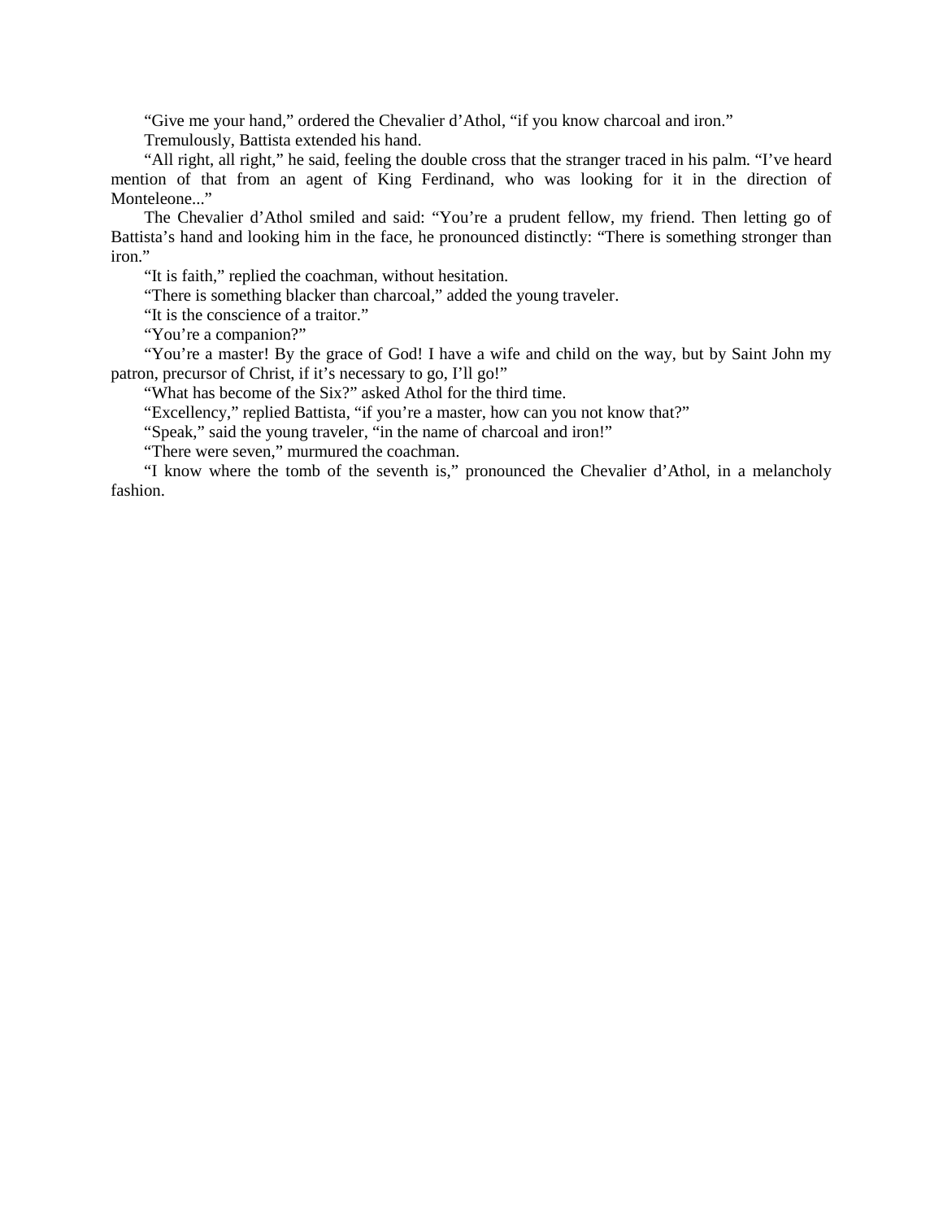“Give me your hand,” ordered the Chevalier d’Athol, “if you know charcoal and iron.”

Tremulously, Battista extended his hand.

“All right, all right,” he said, feeling the double cross that the stranger traced in his palm. “I’ve heard mention of that from an agent of King Ferdinand, who was looking for it in the direction of Monteleone...”

The Chevalier d’Athol smiled and said: “You’re a prudent fellow, my friend. Then letting go of Battista’s hand and looking him in the face, he pronounced distinctly: “There is something stronger than iron.”

“It is faith,” replied the coachman, without hesitation.

“There is something blacker than charcoal,” added the young traveler.

“It is the conscience of a traitor.”

“You’re a companion?”

“You’re a master! By the grace of God! I have a wife and child on the way, but by Saint John my patron, precursor of Christ, if it’s necessary to go, I’ll go!”

“What has become of the Six?” asked Athol for the third time.

“Excellency,” replied Battista, “if you’re a master, how can you not know that?”

“Speak,” said the young traveler, “in the name of charcoal and iron!”

“There were seven,” murmured the coachman.

“I know where the tomb of the seventh is,” pronounced the Chevalier d’Athol, in a melancholy fashion.